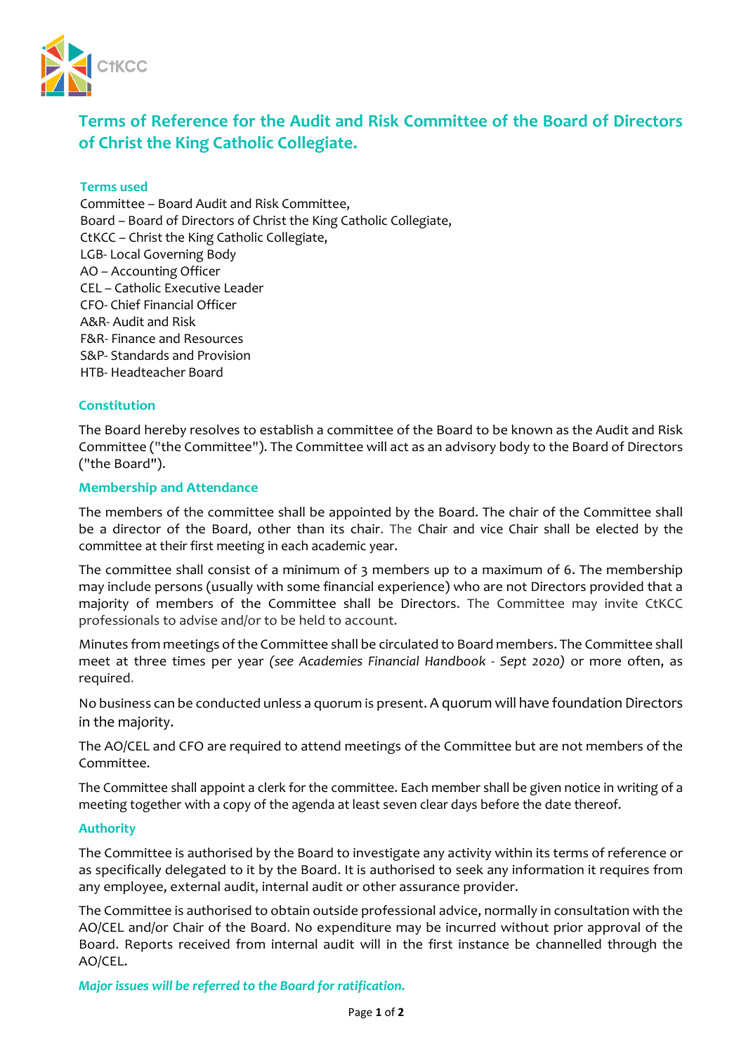CtKCC

# Terms of Reference for the Audit and Risk Committee of the Board of Directors of Christ the King Catholic Collegiate.

### Terms used

Committee – Board Audit and Risk Committee,
Board – Board of Directors of Christ the King Catholic Collegiate,
CtKCC – Christ the King Catholic Collegiate,
LGB- Local Governing Body
AO – Accounting Officer
CEL – Catholic Executive Leader
CFO- Chief Financial Officer
A&R- Audit and Risk
F&R- Finance and Resources
S&P- Standards and Provision
HTB- Headteacher Board

### Constitution

The Board hereby resolves to establish a committee of the Board to be known as the Audit and Risk Committee ("the Committee"). The Committee will act as an advisory body to the Board of Directors ("the Board").

### Membership and Attendance

The members of the committee shall be appointed by the Board. The chair of the Committee shall be a director of the Board, other than its chair. The Chair and vice Chair shall be elected by the committee at their first meeting in each academic year.

The committee shall consist of a minimum of 3 members up to a maximum of 6. The membership may include persons (usually with some financial experience) who are not Directors provided that a majority of members of the Committee shall be Directors. The Committee may invite CtKCC professionals to advise and/or to be held to account.

Minutes from meetings of the Committee shall be circulated to Board members. The Committee shall meet at three times per year *(see Academies Financial Handbook - Sept 2020)* or more often, as required.

No business can be conducted unless a quorum is present. A quorum will have foundation Directors in the majority.

The AO/CEL and CFO are required to attend meetings of the Committee but are not members of the Committee.

The Committee shall appoint a clerk for the committee. Each member shall be given notice in writing of a meeting together with a copy of the agenda at least seven clear days before the date thereof.

### Authority

The Committee is authorised by the Board to investigate any activity within its terms of reference or as specifically delegated to it by the Board. It is authorised to seek any information it requires from any employee, external audit, internal audit or other assurance provider.

The Committee is authorised to obtain outside professional advice, normally in consultation with the AO/CEL and/or Chair of the Board. No expenditure may be incurred without prior approval of the Board. Reports received from internal audit will in the first instance be channelled through the AO/CEL.

***Major issues will be referred to the Board for ratification.***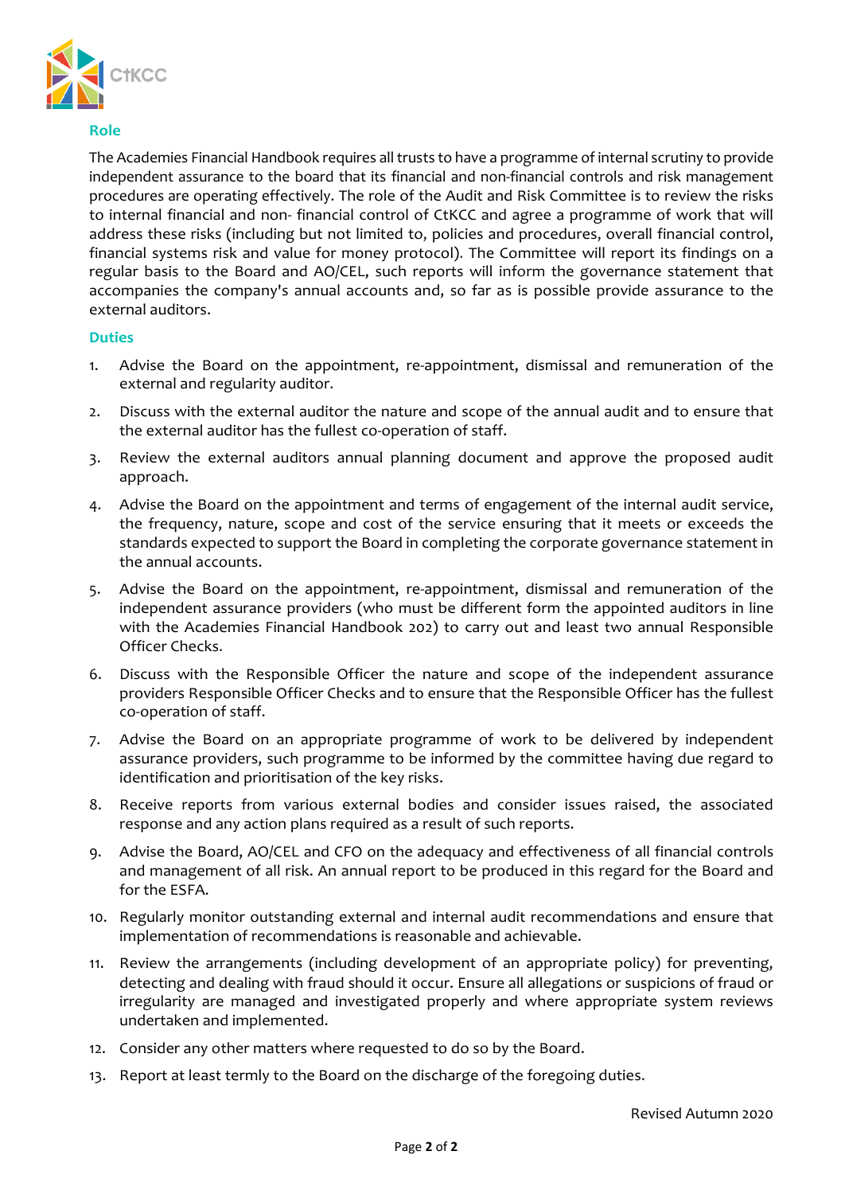## Role

The Academies Financial Handbook requires all trusts to have a programme of internal scrutiny to provide independent assurance to the board that its financial and non-financial controls and risk management procedures are operating effectively. The role of the Audit and Risk Committee is to review the risks to internal financial and non- financial control of CtKCC and agree a programme of work that will address these risks (including but not limited to, policies and procedures, overall financial control, financial systems risk and value for money protocol). The Committee will report its findings on a regular basis to the Board and AO/CEL, such reports will inform the governance statement that accompanies the company's annual accounts and, so far as is possible provide assurance to the external auditors.

## Duties

1. Advise the Board on the appointment, re-appointment, dismissal and remuneration of the external and regularity auditor.
2. Discuss with the external auditor the nature and scope of the annual audit and to ensure that the external auditor has the fullest co-operation of staff.
3. Review the external auditors annual planning document and approve the proposed audit approach.
4. Advise the Board on the appointment and terms of engagement of the internal audit service, the frequency, nature, scope and cost of the service ensuring that it meets or exceeds the standards expected to support the Board in completing the corporate governance statement in the annual accounts.
5. Advise the Board on the appointment, re-appointment, dismissal and remuneration of the independent assurance providers (who must be different form the appointed auditors in line with the Academies Financial Handbook 202) to carry out and least two annual Responsible Officer Checks.
6. Discuss with the Responsible Officer the nature and scope of the independent assurance providers Responsible Officer Checks and to ensure that the Responsible Officer has the fullest co-operation of staff.
7. Advise the Board on an appropriate programme of work to be delivered by independent assurance providers, such programme to be informed by the committee having due regard to identification and prioritisation of the key risks.
8. Receive reports from various external bodies and consider issues raised, the associated response and any action plans required as a result of such reports.
9. Advise the Board, AO/CEL and CFO on the adequacy and effectiveness of all financial controls and management of all risk. An annual report to be produced in this regard for the Board and for the ESFA.
10. Regularly monitor outstanding external and internal audit recommendations and ensure that implementation of recommendations is reasonable and achievable.
11. Review the arrangements (including development of an appropriate policy) for preventing, detecting and dealing with fraud should it occur. Ensure all allegations or suspicions of fraud or irregularity are managed and investigated properly and where appropriate system reviews undertaken and implemented.
12. Consider any other matters where requested to do so by the Board.
13. Report at least termly to the Board on the discharge of the foregoing duties.

Revised Autumn 2020